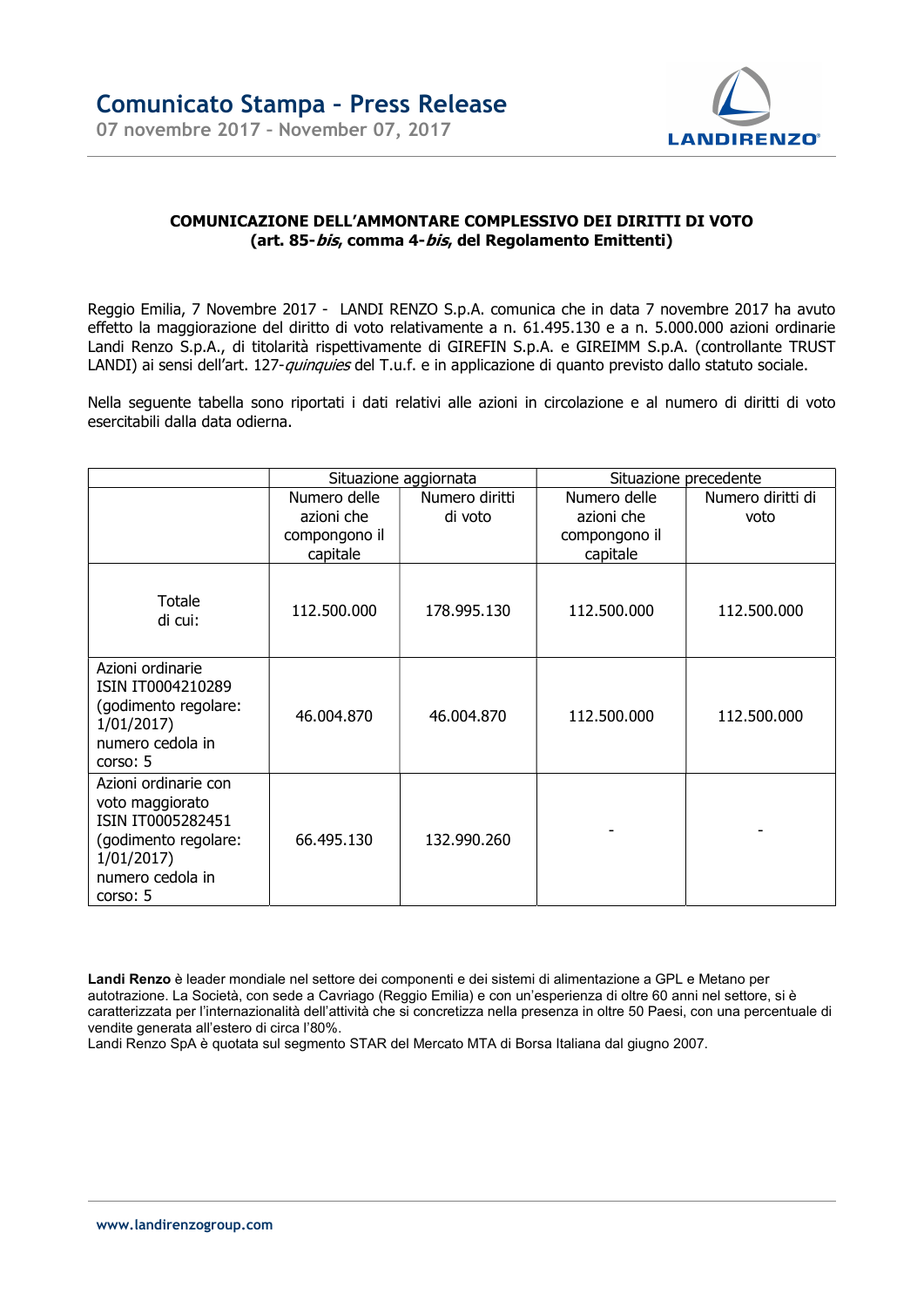# Comunicato Stampa – Press Release

07 novembre 2017 – November 07, 2017

**COMUNICAZIONE DELL'AMMONTARE COMPLESSIVO DEI DIRITTI DI VOTO**
**(art. 85-*bis*, comma 4-*bis*, del Regolamento Emittenti)**

Reggio Emilia, 7 Novembre 2017 - LANDI RENZO S.p.A. comunica che in data 7 novembre 2017 ha avuto effetto la maggiorazione del diritto di voto relativamente a n. 61.495.130 e a n. 5.000.000 azioni ordinarie Landi Renzo S.p.A., di titolarità rispettivamente di GIREFIN S.p.A. e GIREIMM S.p.A. (controllante TRUST LANDI) ai sensi dell'art. 127-*quinquies* del T.u.f. e in applicazione di quanto previsto dallo statuto sociale.

Nella seguente tabella sono riportati i dati relativi alle azioni in circolazione e al numero di diritti di voto esercitabili dalla data odierna.

| | Situazione aggiornata | | Situazione precedente | |
|---|---|---|---|---|
| | Numero delle azioni che compongono il capitale | Numero diritti di voto | Numero delle azioni che compongono il capitale | Numero diritti di voto |
| Totale di cui: | 112.500.000 | 178.995.130 | 112.500.000 | 112.500.000 |
| Azioni ordinarie ISIN IT0004210289 (godimento regolare: 1/01/2017) numero cedola in corso: 5 | 46.004.870 | 46.004.870 | 112.500.000 | 112.500.000 |
| Azioni ordinarie con voto maggiorato ISIN IT0005282451 (godimento regolare: 1/01/2017) numero cedola in corso: 5 | 66.495.130 | 132.990.260 | - | - |

**Landi Renzo** è leader mondiale nel settore dei componenti e dei sistemi di alimentazione a GPL e Metano per autotrazione. La Società, con sede a Cavriago (Reggio Emilia) e con un'esperienza di oltre 60 anni nel settore, si è caratterizzata per l'internazionalità dell'attività che si concretizza nella presenza in oltre 50 Paesi, con una percentuale di vendite generata all'estero di circa l'80%.
Landi Renzo SpA è quotata sul segmento STAR del Mercato MTA di Borsa Italiana dal giugno 2007.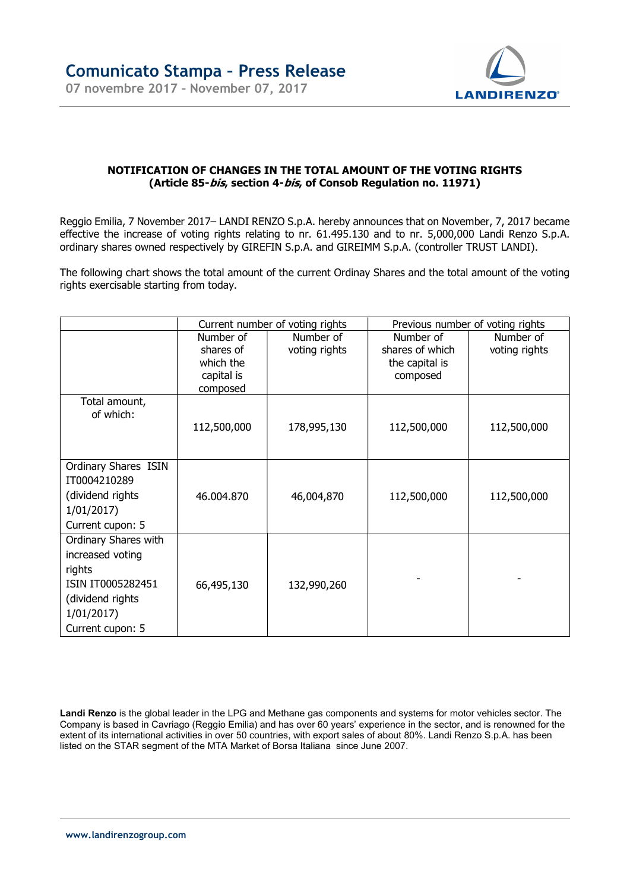## NOTIFICATION OF CHANGES IN THE TOTAL AMOUNT OF THE VOTING RIGHTS (Article 85-*bis*, section 4-*bis*, of Consob Regulation no. 11971)

Reggio Emilia, 7 November 2017– LANDI RENZO S.p.A. hereby announces that on November, 7, 2017 became effective the increase of voting rights relating to nr. 61.495.130 and to nr. 5,000,000 Landi Renzo S.p.A. ordinary shares owned respectively by GIREFIN S.p.A. and GIREIMM S.p.A. (controller TRUST LANDI).

The following chart shows the total amount of the current Ordinay Shares and the total amount of the voting rights exercisable starting from today.

| | Current number of voting rights | | Previous number of voting rights | |
|---|---|---|---|---|
| | Number of shares of which the capital is composed | Number of voting rights | Number of shares of which the capital is composed | Number of voting rights |
| Total amount, of which: | 112,500,000 | 178,995,130 | 112,500,000 | 112,500,000 |
| Ordinary Shares ISIN IT0004210289 (dividend rights 1/01/2017) Current cupon: 5 | 46.004.870 | 46,004,870 | 112,500,000 | 112,500,000 |
| Ordinary Shares with increased voting rights ISIN IT0005282451 (dividend rights 1/01/2017) Current cupon: 5 | 66,495,130 | 132,990,260 | - | - |

**Landi Renzo** is the global leader in the LPG and Methane gas components and systems for motor vehicles sector. The Company is based in Cavriago (Reggio Emilia) and has over 60 years' experience in the sector, and is renowned for the extent of its international activities in over 50 countries, with export sales of about 80%. Landi Renzo S.p.A. has been listed on the STAR segment of the MTA Market of Borsa Italiana since June 2007.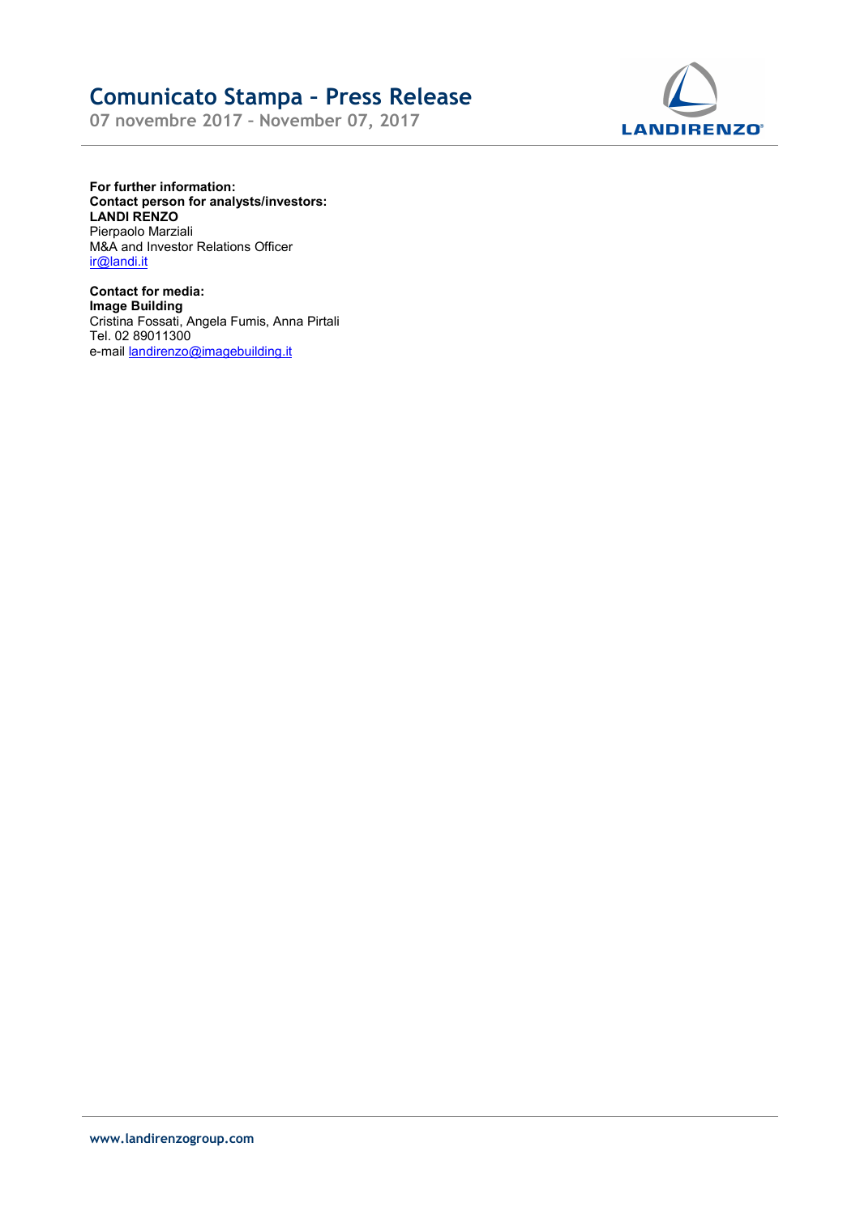**For further information:**
**Contact person for analysts/investors:**
**LANDI RENZO**
Pierpaolo Marziali
M&A and Investor Relations Officer
ir@landi.it

**Contact for media:**
**Image Building**
Cristina Fossati, Angela Fumis, Anna Pirtali
Tel. 02 89011300
e-mail landirenzo@imagebuilding.it